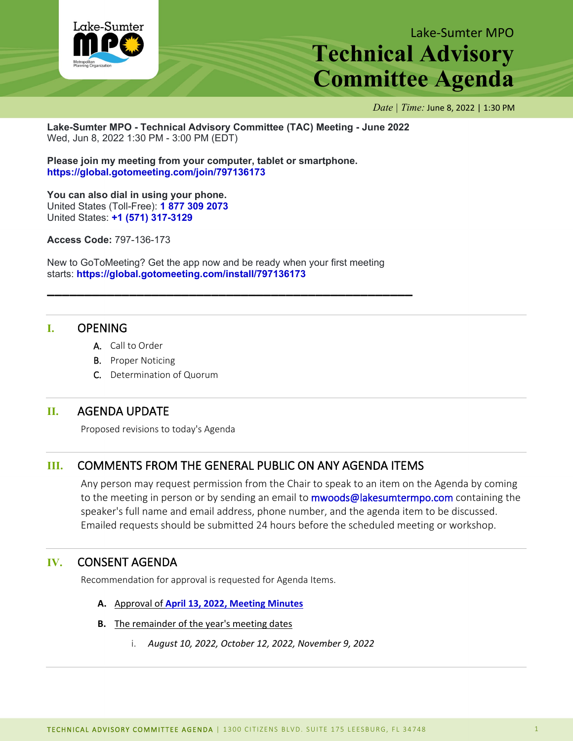Lake-Sumter MPO

# Technical Advisory Committee Agenda

*Date | Time:* June 8, 2022 | 1:30 PM

**Lake-Sumter MPO - Technical Advisory Committee (TAC) Meeting - June 2022**
Wed, Jun 8, 2022 1:30 PM - 3:00 PM (EDT)

**Please join my meeting from your computer, tablet or smartphone.**
**https://global.gotomeeting.com/join/797136173**

**You can also dial in using your phone.**
United States (Toll-Free): **1 877 309 2073**
United States: **+1 (571) 317-3129**

**Access Code:** 797-136-173

New to GoToMeeting? Get the app now and be ready when your first meeting starts: **https://global.gotomeeting.com/install/797136173**

---

## I. OPENING

A. Call to Order
B. Proper Noticing
C. Determination of Quorum

## II. AGENDA UPDATE

Proposed revisions to today's Agenda

## III. COMMENTS FROM THE GENERAL PUBLIC ON ANY AGENDA ITEMS

Any person may request permission from the Chair to speak to an item on the Agenda by coming to the meeting in person or by sending an email to mwoods@lakesumtermpo.com containing the speaker's full name and email address, phone number, and the agenda item to be discussed. Emailed requests should be submitted 24 hours before the scheduled meeting or workshop.

## IV. CONSENT AGENDA

Recommendation for approval is requested for Agenda Items.

**A.** Approval of **April 13, 2022, Meeting Minutes**

**B.** The remainder of the year's meeting dates

i. *August 10, 2022, October 12, 2022, November 9, 2022*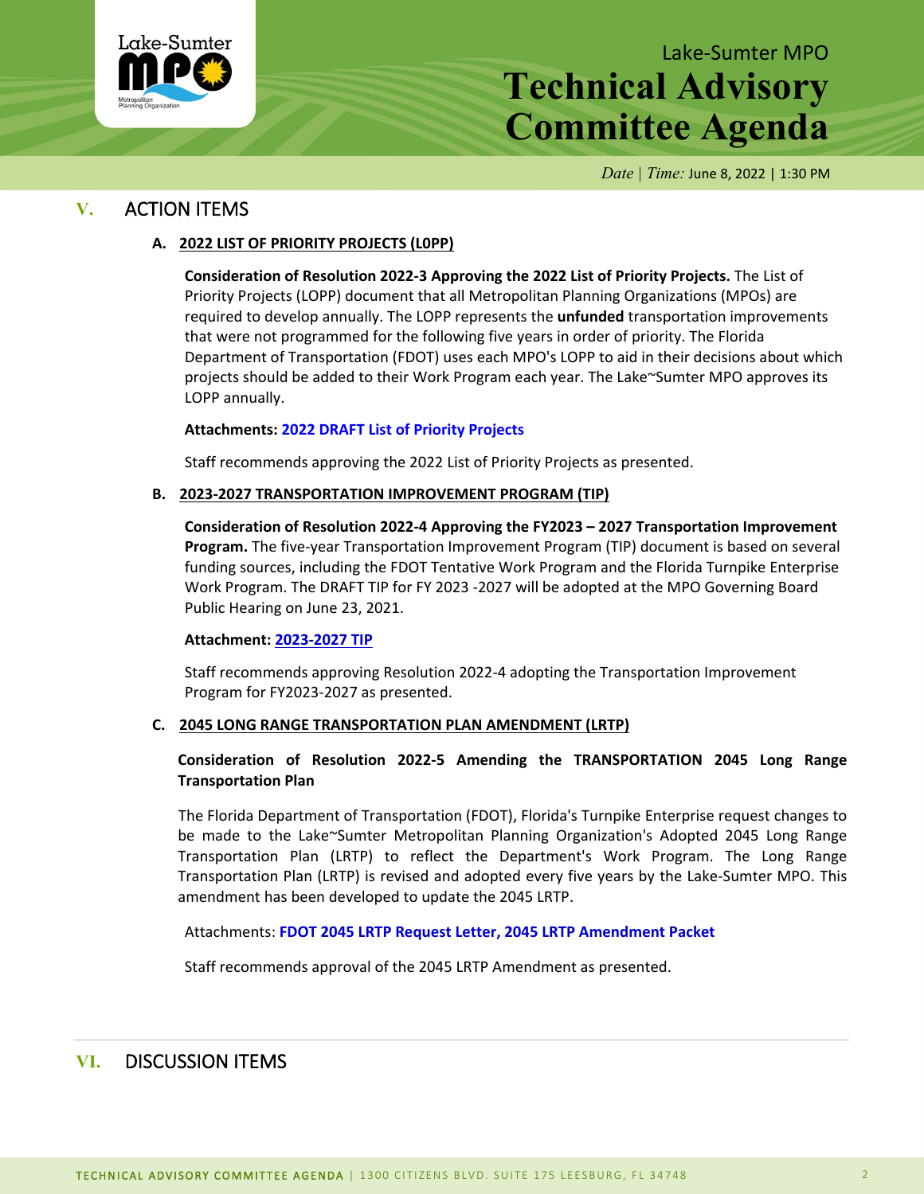# Lake-Sumter MPO Technical Advisory Committee Agenda

*Date | Time:* June 8, 2022 | 1:30 PM

## V. ACTION ITEMS

### A. 2022 LIST OF PRIORITY PROJECTS (L0PP)

**Consideration of Resolution 2022-3 Approving the 2022 List of Priority Projects.** The List of Priority Projects (LOPP) document that all Metropolitan Planning Organizations (MPOs) are required to develop annually. The LOPP represents the **unfunded** transportation improvements that were not programmed for the following five years in order of priority. The Florida Department of Transportation (FDOT) uses each MPO's LOPP to aid in their decisions about which projects should be added to their Work Program each year. The Lake~Sumter MPO approves its LOPP annually.

**Attachments: 2022 DRAFT List of Priority Projects**

Staff recommends approving the 2022 List of Priority Projects as presented.

### B. 2023-2027 TRANSPORTATION IMPROVEMENT PROGRAM (TIP)

**Consideration of Resolution 2022-4 Approving the FY2023 – 2027 Transportation Improvement Program.** The five-year Transportation Improvement Program (TIP) document is based on several funding sources, including the FDOT Tentative Work Program and the Florida Turnpike Enterprise Work Program. The DRAFT TIP for FY 2023 -2027 will be adopted at the MPO Governing Board Public Hearing on June 23, 2021.

**Attachment: 2023-2027 TIP**

Staff recommends approving Resolution 2022-4 adopting the Transportation Improvement Program for FY2023-2027 as presented.

### C. 2045 LONG RANGE TRANSPORTATION PLAN AMENDMENT (LRTP)

**Consideration of Resolution 2022-5 Amending the TRANSPORTATION 2045 Long Range Transportation Plan**

The Florida Department of Transportation (FDOT), Florida's Turnpike Enterprise request changes to be made to the Lake~Sumter Metropolitan Planning Organization's Adopted 2045 Long Range Transportation Plan (LRTP) to reflect the Department's Work Program. The Long Range Transportation Plan (LRTP) is revised and adopted every five years by the Lake-Sumter MPO. This amendment has been developed to update the 2045 LRTP.

Attachments: **FDOT 2045 LRTP Request Letter, 2045 LRTP Amendment Packet**

Staff recommends approval of the 2045 LRTP Amendment as presented.

## VI. DISCUSSION ITEMS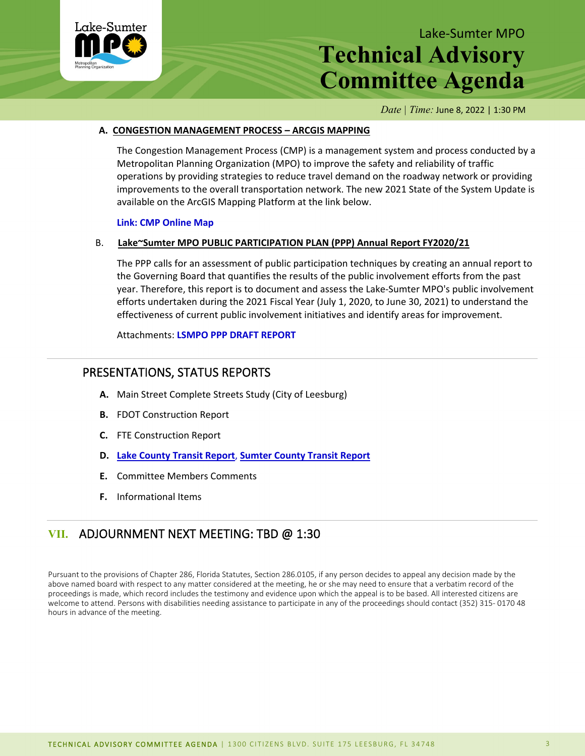**A. CONGESTION MANAGEMENT PROCESS – ARCGIS MAPPING**

The Congestion Management Process (CMP) is a management system and process conducted by a Metropolitan Planning Organization (MPO) to improve the safety and reliability of traffic operations by providing strategies to reduce travel demand on the roadway network or providing improvements to the overall transportation network. The new 2021 State of the System Update is available on the ArcGIS Mapping Platform at the link below.

**Link: CMP Online Map**

B. **Lake~Sumter MPO PUBLIC PARTICIPATION PLAN (PPP) Annual Report FY2020/21**

The PPP calls for an assessment of public participation techniques by creating an annual report to the Governing Board that quantifies the results of the public involvement efforts from the past year. Therefore, this report is to document and assess the Lake-Sumter MPO's public involvement efforts undertaken during the 2021 Fiscal Year (July 1, 2020, to June 30, 2021) to understand the effectiveness of current public involvement initiatives and identify areas for improvement.

Attachments: **LSMPO PPP DRAFT REPORT**

## PRESENTATIONS, STATUS REPORTS

- **A.** Main Street Complete Streets Study (City of Leesburg)
- **B.** FDOT Construction Report
- **C.** FTE Construction Report
- **D.** Lake County Transit Report, Sumter County Transit Report
- **E.** Committee Members Comments
- **F.** Informational Items

## VII. ADJOURNMENT NEXT MEETING: TBD @ 1:30

Pursuant to the provisions of Chapter 286, Florida Statutes, Section 286.0105, if any person decides to appeal any decision made by the above named board with respect to any matter considered at the meeting, he or she may need to ensure that a verbatim record of the proceedings is made, which record includes the testimony and evidence upon which the appeal is to be based. All interested citizens are welcome to attend. Persons with disabilities needing assistance to participate in any of the proceedings should contact (352) 315- 0170 48 hours in advance of the meeting.